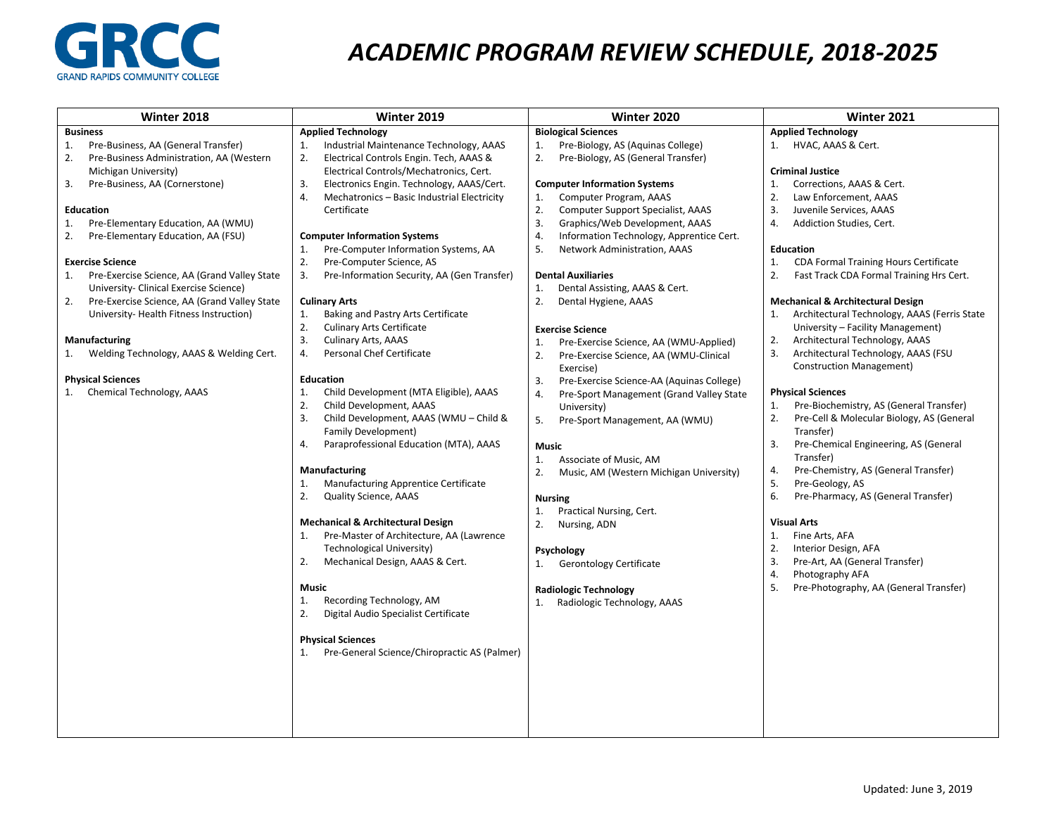GRCC
GRAND RAPIDS COMMUNITY COLLEGE

# *ACADEMIC PROGRAM REVIEW SCHEDULE, 2018-2025*

## Winter 2018

**Business**
1. Pre-Business, AA (General Transfer)
2. Pre-Business Administration, AA (Western Michigan University)
3. Pre-Business, AA (Cornerstone)

**Education**
1. Pre-Elementary Education, AA (WMU)
2. Pre-Elementary Education, AA (FSU)

**Exercise Science**
1. Pre-Exercise Science, AA (Grand Valley State University- Clinical Exercise Science)
2. Pre-Exercise Science, AA (Grand Valley State University- Health Fitness Instruction)

**Manufacturing**
1. Welding Technology, AAAS & Welding Cert.

**Physical Sciences**
1. Chemical Technology, AAAS

## Winter 2019

**Applied Technology**
1. Industrial Maintenance Technology, AAAS
2. Electrical Controls Engin. Tech, AAAS & Electrical Controls/Mechatronics, Cert.
3. Electronics Engin. Technology, AAAS/Cert.
4. Mechatronics – Basic Industrial Electricity Certificate

**Computer Information Systems**
1. Pre-Computer Information Systems, AA
2. Pre-Computer Science, AS
3. Pre-Information Security, AA (Gen Transfer)

**Culinary Arts**
1. Baking and Pastry Arts Certificate
2. Culinary Arts Certificate
3. Culinary Arts, AAAS
4. Personal Chef Certificate

**Education**
1. Child Development (MTA Eligible), AAAS
2. Child Development, AAAS
3. Child Development, AAAS (WMU – Child & Family Development)
4. Paraprofessional Education (MTA), AAAS

**Manufacturing**
1. Manufacturing Apprentice Certificate
2. Quality Science, AAAS

**Mechanical & Architectural Design**
1. Pre-Master of Architecture, AA (Lawrence Technological University)
2. Mechanical Design, AAAS & Cert.

**Music**
1. Recording Technology, AM
2. Digital Audio Specialist Certificate

**Physical Sciences**
1. Pre-General Science/Chiropractic AS (Palmer)

## Winter 2020

**Biological Sciences**
1. Pre-Biology, AS (Aquinas College)
2. Pre-Biology, AS (General Transfer)

**Computer Information Systems**
1. Computer Program, AAAS
2. Computer Support Specialist, AAAS
3. Graphics/Web Development, AAAS
4. Information Technology, Apprentice Cert.
5. Network Administration, AAAS

**Dental Auxiliaries**
1. Dental Assisting, AAAS & Cert.
2. Dental Hygiene, AAAS

**Exercise Science**
1. Pre-Exercise Science, AA (WMU-Applied)
2. Pre-Exercise Science, AA (WMU-Clinical Exercise)
3. Pre-Exercise Science-AA (Aquinas College)
4. Pre-Sport Management (Grand Valley State University)
5. Pre-Sport Management, AA (WMU)

**Music**
1. Associate of Music, AM
2. Music, AM (Western Michigan University)

**Nursing**
1. Practical Nursing, Cert.
2. Nursing, ADN

**Psychology**
1. Gerontology Certificate

**Radiologic Technology**
1. Radiologic Technology, AAAS

## Winter 2021

**Applied Technology**
1. HVAC, AAAS & Cert.

**Criminal Justice**
1. Corrections, AAAS & Cert.
2. Law Enforcement, AAAS
3. Juvenile Services, AAAS
4. Addiction Studies, Cert.

**Education**
1. CDA Formal Training Hours Certificate
2. Fast Track CDA Formal Training Hrs Cert.

**Mechanical & Architectural Design**
1. Architectural Technology, AAAS (Ferris State University – Facility Management)
2. Architectural Technology, AAAS
3. Architectural Technology, AAAS (FSU Construction Management)

**Physical Sciences**
1. Pre-Biochemistry, AS (General Transfer)
2. Pre-Cell & Molecular Biology, AS (General Transfer)
3. Pre-Chemical Engineering, AS (General Transfer)
4. Pre-Chemistry, AS (General Transfer)
5. Pre-Geology, AS
6. Pre-Pharmacy, AS (General Transfer)

**Visual Arts**
1. Fine Arts, AFA
2. Interior Design, AFA
3. Pre-Art, AA (General Transfer)
4. Photography AFA
5. Pre-Photography, AA (General Transfer)

Updated: June 3, 2019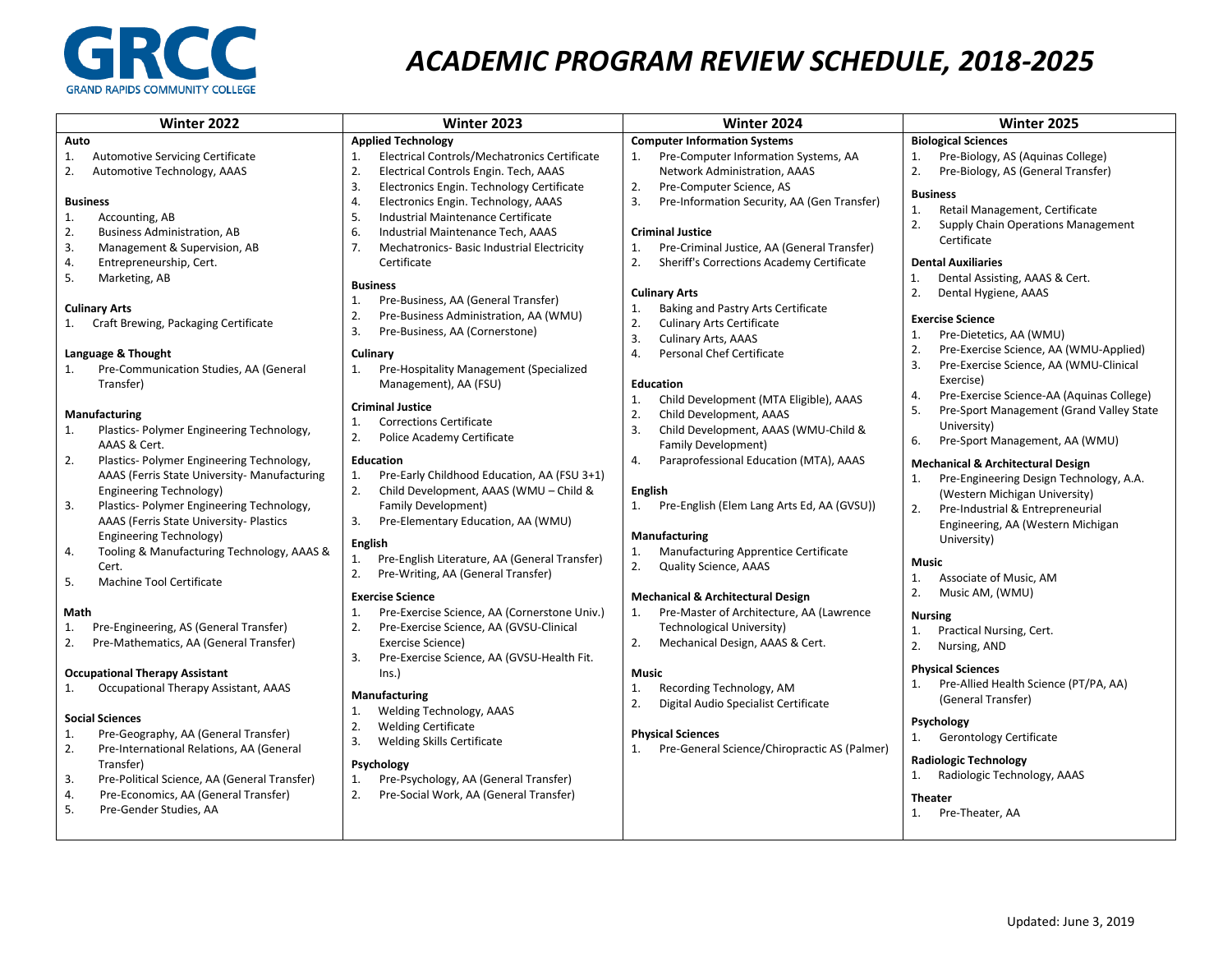# ACADEMIC PROGRAM REVIEW SCHEDULE, 2018-2025

## Winter 2022

**Auto**
1. Automotive Servicing Certificate
2. Automotive Technology, AAAS

**Business**
1. Accounting, AB
2. Business Administration, AB
3. Management & Supervision, AB
4. Entrepreneurship, Cert.
5. Marketing, AB

**Culinary Arts**
1. Craft Brewing, Packaging Certificate

**Language & Thought**
1. Pre-Communication Studies, AA (General Transfer)

**Manufacturing**
1. Plastics- Polymer Engineering Technology, AAAS & Cert.
2. Plastics- Polymer Engineering Technology, AAAS (Ferris State University- Manufacturing Engineering Technology)
3. Plastics- Polymer Engineering Technology, AAAS (Ferris State University- Plastics Engineering Technology)
4. Tooling & Manufacturing Technology, AAAS & Cert.
5. Machine Tool Certificate

**Math**
1. Pre-Engineering, AS (General Transfer)
2. Pre-Mathematics, AA (General Transfer)

**Occupational Therapy Assistant**
1. Occupational Therapy Assistant, AAAS

**Social Sciences**
1. Pre-Geography, AA (General Transfer)
2. Pre-International Relations, AA (General Transfer)
3. Pre-Political Science, AA (General Transfer)
4. Pre-Economics, AA (General Transfer)
5. Pre-Gender Studies, AA

## Winter 2023

**Applied Technology**
1. Electrical Controls/Mechatronics Certificate
2. Electrical Controls Engin. Tech, AAAS
3. Electronics Engin. Technology Certificate
4. Electronics Engin. Technology, AAAS
5. Industrial Maintenance Certificate
6. Industrial Maintenance Tech, AAAS
7. Mechatronics- Basic Industrial Electricity Certificate

**Business**
1. Pre-Business, AA (General Transfer)
2. Pre-Business Administration, AA (WMU)
3. Pre-Business, AA (Cornerstone)

**Culinary**
1. Pre-Hospitality Management (Specialized Management), AA (FSU)

**Criminal Justice**
1. Corrections Certificate
2. Police Academy Certificate

**Education**
1. Pre-Early Childhood Education, AA (FSU 3+1)
2. Child Development, AAAS (WMU – Child & Family Development)
3. Pre-Elementary Education, AA (WMU)

**English**
1. Pre-English Literature, AA (General Transfer)
2. Pre-Writing, AA (General Transfer)

**Exercise Science**
1. Pre-Exercise Science, AA (Cornerstone Univ.)
2. Pre-Exercise Science, AA (GVSU-Clinical Exercise Science)
3. Pre-Exercise Science, AA (GVSU-Health Fit. Ins.)

**Manufacturing**
1. Welding Technology, AAAS
2. Welding Certificate
3. Welding Skills Certificate

**Psychology**
1. Pre-Psychology, AA (General Transfer)
2. Pre-Social Work, AA (General Transfer)

## Winter 2024

**Computer Information Systems**
1. Pre-Computer Information Systems, AA Network Administration, AAAS
2. Pre-Computer Science, AS
3. Pre-Information Security, AA (Gen Transfer)

**Criminal Justice**
1. Pre-Criminal Justice, AA (General Transfer)
2. Sheriff's Corrections Academy Certificate

**Culinary Arts**
1. Baking and Pastry Arts Certificate
2. Culinary Arts Certificate
3. Culinary Arts, AAAS
4. Personal Chef Certificate

**Education**
1. Child Development (MTA Eligible), AAAS
2. Child Development, AAAS
3. Child Development, AAAS (WMU-Child & Family Development)
4. Paraprofessional Education (MTA), AAAS

**English**
1. Pre-English (Elem Lang Arts Ed, AA (GVSU))

**Manufacturing**
1. Manufacturing Apprentice Certificate
2. Quality Science, AAAS

**Mechanical & Architectural Design**
1. Pre-Master of Architecture, AA (Lawrence Technological University)
2. Mechanical Design, AAAS & Cert.

**Music**
1. Recording Technology, AM
2. Digital Audio Specialist Certificate

**Physical Sciences**
1. Pre-General Science/Chiropractic AS (Palmer)

## Winter 2025

**Biological Sciences**
1. Pre-Biology, AS (Aquinas College)
2. Pre-Biology, AS (General Transfer)

**Business**
1. Retail Management, Certificate
2. Supply Chain Operations Management Certificate

**Dental Auxiliaries**
1. Dental Assisting, AAAS & Cert.
2. Dental Hygiene, AAAS

**Exercise Science**
1. Pre-Dietetics, AA (WMU)
2. Pre-Exercise Science, AA (WMU-Applied)
3. Pre-Exercise Science, AA (WMU-Clinical Exercise)
4. Pre-Exercise Science-AA (Aquinas College)
5. Pre-Sport Management (Grand Valley State University)
6. Pre-Sport Management, AA (WMU)

**Mechanical & Architectural Design**
1. Pre-Engineering Design Technology, A.A. (Western Michigan University)
2. Pre-Industrial & Entrepreneurial Engineering, AA (Western Michigan University)

**Music**
1. Associate of Music, AM
2. Music AM, (WMU)

**Nursing**
1. Practical Nursing, Cert.
2. Nursing, AND

**Physical Sciences**
1. Pre-Allied Health Science (PT/PA, AA) (General Transfer)

**Psychology**
1. Gerontology Certificate

**Radiologic Technology**
1. Radiologic Technology, AAAS

**Theater**
1. Pre-Theater, AA

Updated: June 3, 2019